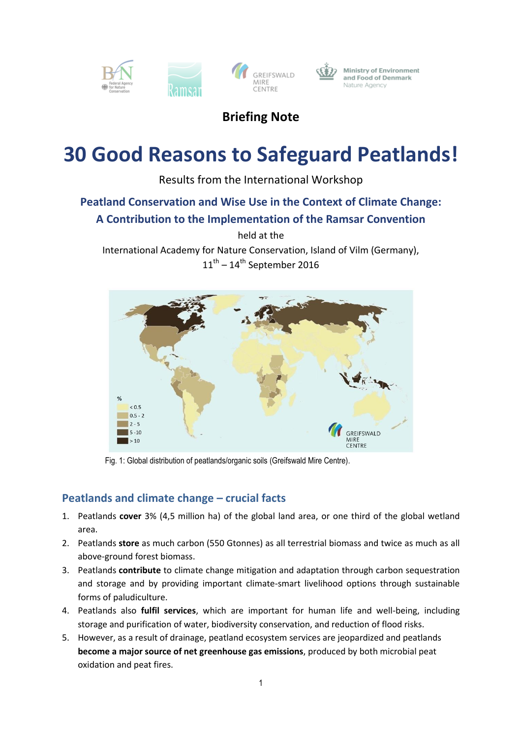Briefing Note

# 30 Good Reasons to Safeguard Peatlands!

Results from the International Workshop

## Peatland Conservation and Wise Use in the Context of Climate Change: A Contribution to the Implementation of the Ramsar Convention

held at the

International Academy for Nature Conservation, Island of Vilm (Germany), 11th – 14th September 2016

Fig. 1: Global distribution of peatlands/organic soils (Greifswald Mire Centre).

## Peatlands and climate change – crucial facts

1. Peatlands **cover** 3% (4,5 million ha) of the global land area, or one third of the global wetland area.
2. Peatlands **store** as much carbon (550 Gtonnes) as all terrestrial biomass and twice as much as all above-ground forest biomass.
3. Peatlands **contribute** to climate change mitigation and adaptation through carbon sequestration and storage and by providing important climate-smart livelihood options through sustainable forms of paludiculture.
4. Peatlands also **fulfil services**, which are important for human life and well-being, including storage and purification of water, biodiversity conservation, and reduction of flood risks.
5. However, as a result of drainage, peatland ecosystem services are jeopardized and peatlands **become a major source of net greenhouse gas emissions**, produced by both microbial peat oxidation and peat fires.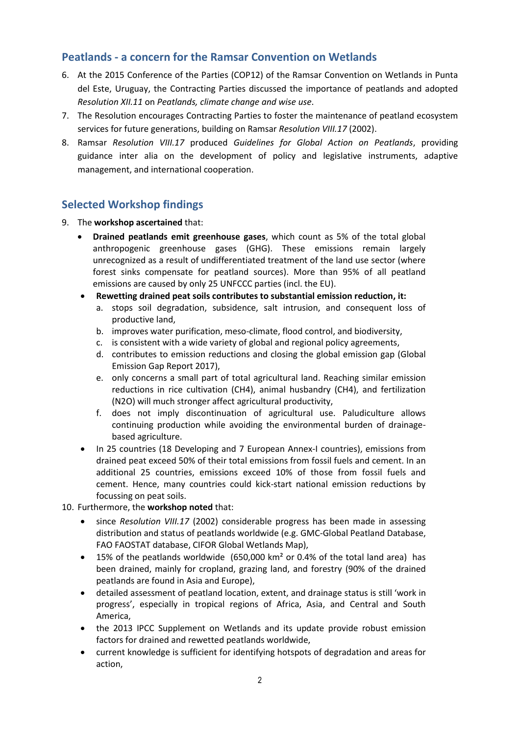## Peatlands - a concern for the Ramsar Convention on Wetlands

6. At the 2015 Conference of the Parties (COP12) of the Ramsar Convention on Wetlands in Punta del Este, Uruguay, the Contracting Parties discussed the importance of peatlands and adopted *Resolution XII.11* on *Peatlands, climate change and wise use*.
7. The Resolution encourages Contracting Parties to foster the maintenance of peatland ecosystem services for future generations, building on Ramsar *Resolution VIII.17* (2002).
8. Ramsar *Resolution VIII.17* produced *Guidelines for Global Action on Peatlands*, providing guidance inter alia on the development of policy and legislative instruments, adaptive management, and international cooperation.

## Selected Workshop findings

9. The **workshop ascertained** that:
   - **Drained peatlands emit greenhouse gases**, which count as 5% of the total global anthropogenic greenhouse gases (GHG). These emissions remain largely unrecognized as a result of undifferentiated treatment of the land use sector (where forest sinks compensate for peatland sources). More than 95% of all peatland emissions are caused by only 25 UNFCCC parties (incl. the EU).
   - **Rewetting drained peat soils contributes to substantial emission reduction, it:**
     a. stops soil degradation, subsidence, salt intrusion, and consequent loss of productive land,
     b. improves water purification, meso-climate, flood control, and biodiversity,
     c. is consistent with a wide variety of global and regional policy agreements,
     d. contributes to emission reductions and closing the global emission gap (Global Emission Gap Report 2017),
     e. only concerns a small part of total agricultural land. Reaching similar emission reductions in rice cultivation ($CH_4$), animal husbandry ($CH_4$), and fertilization ($N_2O$) will much stronger affect agricultural productivity,
     f. does not imply discontinuation of agricultural use. Paludiculture allows continuing production while avoiding the environmental burden of drainage-based agriculture.
   - In 25 countries (18 Developing and 7 European Annex-I countries), emissions from drained peat exceed 50% of their total emissions from fossil fuels and cement. In an additional 25 countries, emissions exceed 10% of those from fossil fuels and cement. Hence, many countries could kick-start national emission reductions by focussing on peat soils.
10. Furthermore, the **workshop noted** that:
    - since *Resolution VIII.17* (2002) considerable progress has been made in assessing distribution and status of peatlands worldwide (e.g. GMC-Global Peatland Database, FAO FAOSTAT database, CIFOR Global Wetlands Map),
    - 15% of the peatlands worldwide (650,000 km² or 0.4% of the total land area) has been drained, mainly for cropland, grazing land, and forestry (90% of the drained peatlands are found in Asia and Europe),
    - detailed assessment of peatland location, extent, and drainage status is still 'work in progress', especially in tropical regions of Africa, Asia, and Central and South America,
    - the 2013 IPCC Supplement on Wetlands and its update provide robust emission factors for drained and rewetted peatlands worldwide,
    - current knowledge is sufficient for identifying hotspots of degradation and areas for action,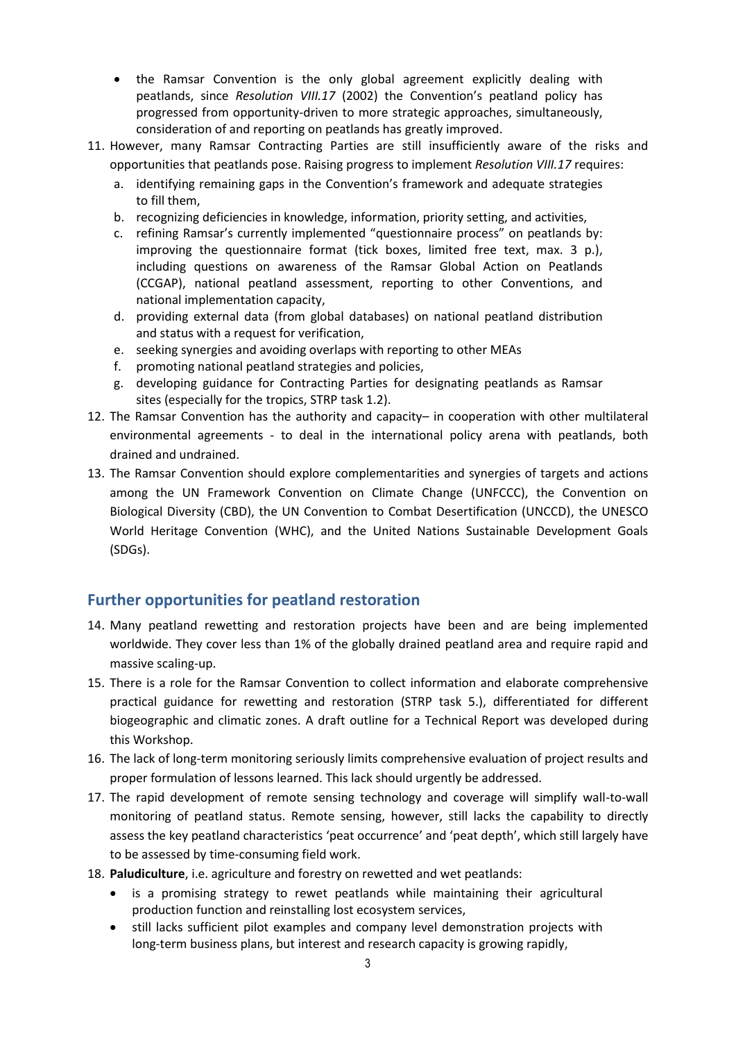- the Ramsar Convention is the only global agreement explicitly dealing with peatlands, since *Resolution VIII.17* (2002) the Convention's peatland policy has progressed from opportunity-driven to more strategic approaches, simultaneously, consideration of and reporting on peatlands has greatly improved.

11. However, many Ramsar Contracting Parties are still insufficiently aware of the risks and opportunities that peatlands pose. Raising progress to implement *Resolution VIII.17* requires:
    a. identifying remaining gaps in the Convention's framework and adequate strategies to fill them,
    b. recognizing deficiencies in knowledge, information, priority setting, and activities,
    c. refining Ramsar's currently implemented "questionnaire process" on peatlands by: improving the questionnaire format (tick boxes, limited free text, max. 3 p.), including questions on awareness of the Ramsar Global Action on Peatlands (CCGAP), national peatland assessment, reporting to other Conventions, and national implementation capacity,
    d. providing external data (from global databases) on national peatland distribution and status with a request for verification,
    e. seeking synergies and avoiding overlaps with reporting to other MEAs
    f. promoting national peatland strategies and policies,
    g. developing guidance for Contracting Parties for designating peatlands as Ramsar sites (especially for the tropics, STRP task 1.2).
12. The Ramsar Convention has the authority and capacity– in cooperation with other multilateral environmental agreements - to deal in the international policy arena with peatlands, both drained and undrained.
13. The Ramsar Convention should explore complementarities and synergies of targets and actions among the UN Framework Convention on Climate Change (UNFCCC), the Convention on Biological Diversity (CBD), the UN Convention to Combat Desertification (UNCCD), the UNESCO World Heritage Convention (WHC), and the United Nations Sustainable Development Goals (SDGs).

## Further opportunities for peatland restoration

14. Many peatland rewetting and restoration projects have been and are being implemented worldwide. They cover less than 1% of the globally drained peatland area and require rapid and massive scaling-up.
15. There is a role for the Ramsar Convention to collect information and elaborate comprehensive practical guidance for rewetting and restoration (STRP task 5.), differentiated for different biogeographic and climatic zones. A draft outline for a Technical Report was developed during this Workshop.
16. The lack of long-term monitoring seriously limits comprehensive evaluation of project results and proper formulation of lessons learned. This lack should urgently be addressed.
17. The rapid development of remote sensing technology and coverage will simplify wall-to-wall monitoring of peatland status. Remote sensing, however, still lacks the capability to directly assess the key peatland characteristics 'peat occurrence' and 'peat depth', which still largely have to be assessed by time-consuming field work.
18. **Paludiculture**, i.e. agriculture and forestry on rewetted and wet peatlands:
    - is a promising strategy to rewet peatlands while maintaining their agricultural production function and reinstalling lost ecosystem services,
    - still lacks sufficient pilot examples and company level demonstration projects with long-term business plans, but interest and research capacity is growing rapidly,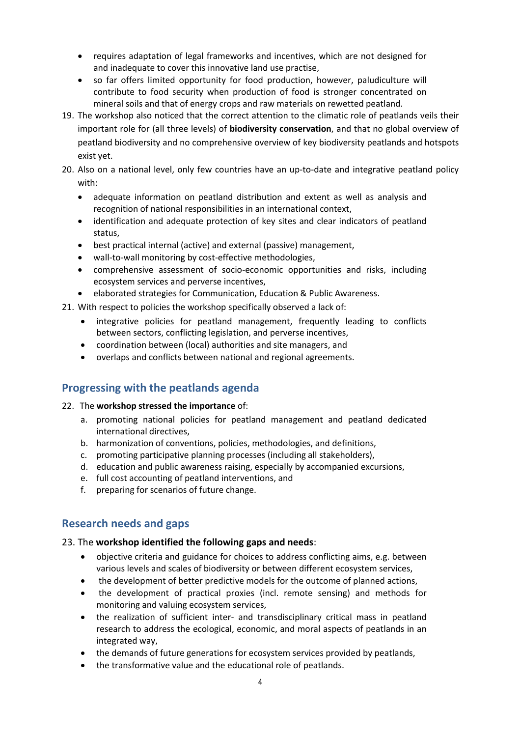- requires adaptation of legal frameworks and incentives, which are not designed for and inadequate to cover this innovative land use practise,
- so far offers limited opportunity for food production, however, paludiculture will contribute to food security when production of food is stronger concentrated on mineral soils and that of energy crops and raw materials on rewetted peatland.

19. The workshop also noticed that the correct attention to the climatic role of peatlands veils their important role for (all three levels) of **biodiversity conservation**, and that no global overview of peatland biodiversity and no comprehensive overview of key biodiversity peatlands and hotspots exist yet.
20. Also on a national level, only few countries have an up-to-date and integrative peatland policy with:
    - adequate information on peatland distribution and extent as well as analysis and recognition of national responsibilities in an international context,
    - identification and adequate protection of key sites and clear indicators of peatland status,
    - best practical internal (active) and external (passive) management,
    - wall-to-wall monitoring by cost-effective methodologies,
    - comprehensive assessment of socio-economic opportunities and risks, including ecosystem services and perverse incentives,
    - elaborated strategies for Communication, Education & Public Awareness.
21. With respect to policies the workshop specifically observed a lack of:
    - integrative policies for peatland management, frequently leading to conflicts between sectors, conflicting legislation, and perverse incentives,
    - coordination between (local) authorities and site managers, and
    - overlaps and conflicts between national and regional agreements.

## Progressing with the peatlands agenda

22. The **workshop stressed the importance** of:
    a. promoting national policies for peatland management and peatland dedicated international directives,
    b. harmonization of conventions, policies, methodologies, and definitions,
    c. promoting participative planning processes (including all stakeholders),
    d. education and public awareness raising, especially by accompanied excursions,
    e. full cost accounting of peatland interventions, and
    f. preparing for scenarios of future change.

## Research needs and gaps

23. The **workshop identified the following gaps and needs**:
    - objective criteria and guidance for choices to address conflicting aims, e.g. between various levels and scales of biodiversity or between different ecosystem services,
    - the development of better predictive models for the outcome of planned actions,
    - the development of practical proxies (incl. remote sensing) and methods for monitoring and valuing ecosystem services,
    - the realization of sufficient inter- and transdisciplinary critical mass in peatland research to address the ecological, economic, and moral aspects of peatlands in an integrated way,
    - the demands of future generations for ecosystem services provided by peatlands,
    - the transformative value and the educational role of peatlands.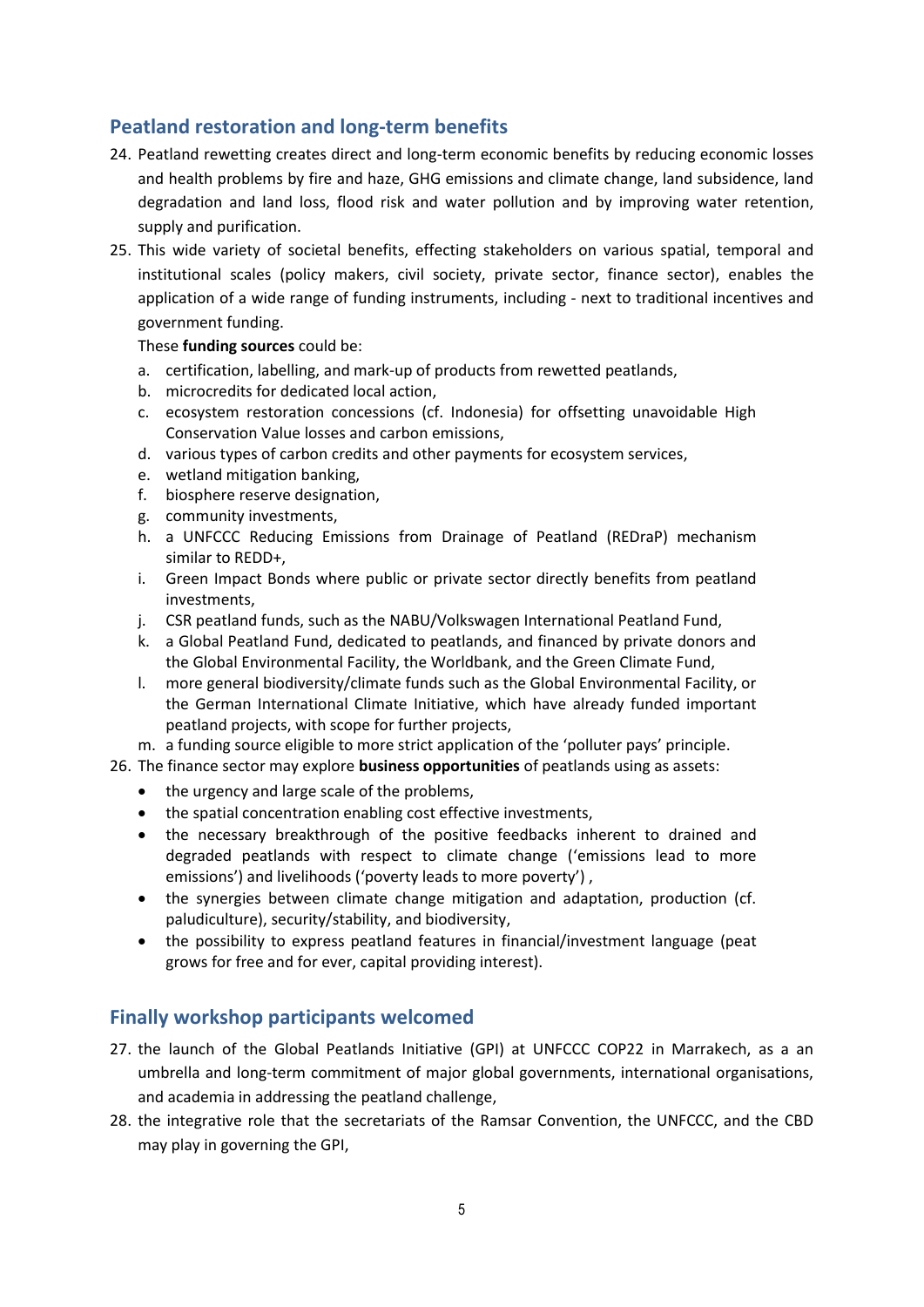## Peatland restoration and long-term benefits

24. Peatland rewetting creates direct and long-term economic benefits by reducing economic losses and health problems by fire and haze, GHG emissions and climate change, land subsidence, land degradation and land loss, flood risk and water pollution and by improving water retention, supply and purification.
25. This wide variety of societal benefits, effecting stakeholders on various spatial, temporal and institutional scales (policy makers, civil society, private sector, finance sector), enables the application of a wide range of funding instruments, including - next to traditional incentives and government funding.

    These **funding sources** could be:

    a. certification, labelling, and mark-up of products from rewetted peatlands,
    b. microcredits for dedicated local action,
    c. ecosystem restoration concessions (cf. Indonesia) for offsetting unavoidable High Conservation Value losses and carbon emissions,
    d. various types of carbon credits and other payments for ecosystem services,
    e. wetland mitigation banking,
    f. biosphere reserve designation,
    g. community investments,
    h. a UNFCCC Reducing Emissions from Drainage of Peatland (REDraP) mechanism similar to REDD+,
    i. Green Impact Bonds where public or private sector directly benefits from peatland investments,
    j. CSR peatland funds, such as the NABU/Volkswagen International Peatland Fund,
    k. a Global Peatland Fund, dedicated to peatlands, and financed by private donors and the Global Environmental Facility, the Worldbank, and the Green Climate Fund,
    l. more general biodiversity/climate funds such as the Global Environmental Facility, or the German International Climate Initiative, which have already funded important peatland projects, with scope for further projects,
    m. a funding source eligible to more strict application of the 'polluter pays' principle.
26. The finance sector may explore **business opportunities** of peatlands using as assets:
    - the urgency and large scale of the problems,
    - the spatial concentration enabling cost effective investments,
    - the necessary breakthrough of the positive feedbacks inherent to drained and degraded peatlands with respect to climate change ('emissions lead to more emissions') and livelihoods ('poverty leads to more poverty') ,
    - the synergies between climate change mitigation and adaptation, production (cf. paludiculture), security/stability, and biodiversity,
    - the possibility to express peatland features in financial/investment language (peat grows for free and for ever, capital providing interest).

## Finally workshop participants welcomed

27. the launch of the Global Peatlands Initiative (GPI) at UNFCCC COP22 in Marrakech, as a an umbrella and long-term commitment of major global governments, international organisations, and academia in addressing the peatland challenge,
28. the integrative role that the secretariats of the Ramsar Convention, the UNFCCC, and the CBD may play in governing the GPI,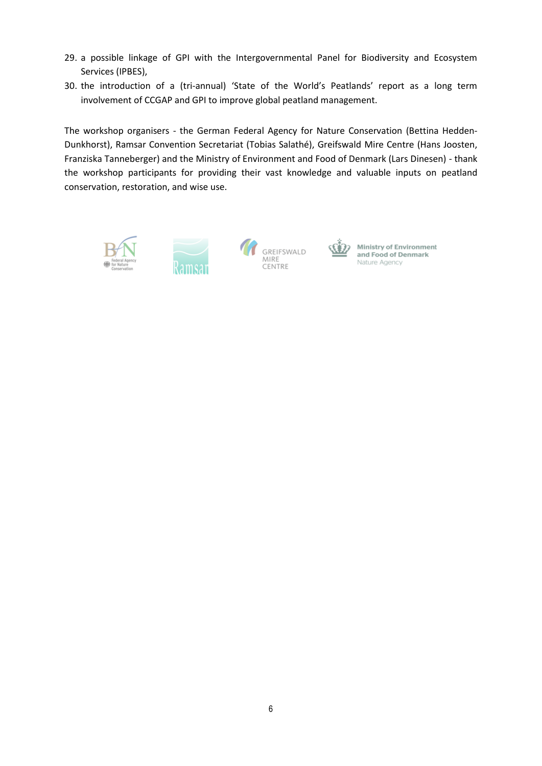29. a possible linkage of GPI with the Intergovernmental Panel for Biodiversity and Ecosystem Services (IPBES),
30. the introduction of a (tri-annual) 'State of the World's Peatlands' report as a long term involvement of CCGAP and GPI to improve global peatland management.

The workshop organisers - the German Federal Agency for Nature Conservation (Bettina Hedden-Dunkhorst), Ramsar Convention Secretariat (Tobias Salathé), Greifswald Mire Centre (Hans Joosten, Franziska Tanneberger) and the Ministry of Environment and Food of Denmark (Lars Dinesen) - thank the workshop participants for providing their vast knowledge and valuable inputs on peatland conservation, restoration, and wise use.

BfN Federal Agency for Nature Conservation

Ramsar

GREIFSWALD MIRE CENTRE

Ministry of Environment and Food of Denmark
Nature Agency